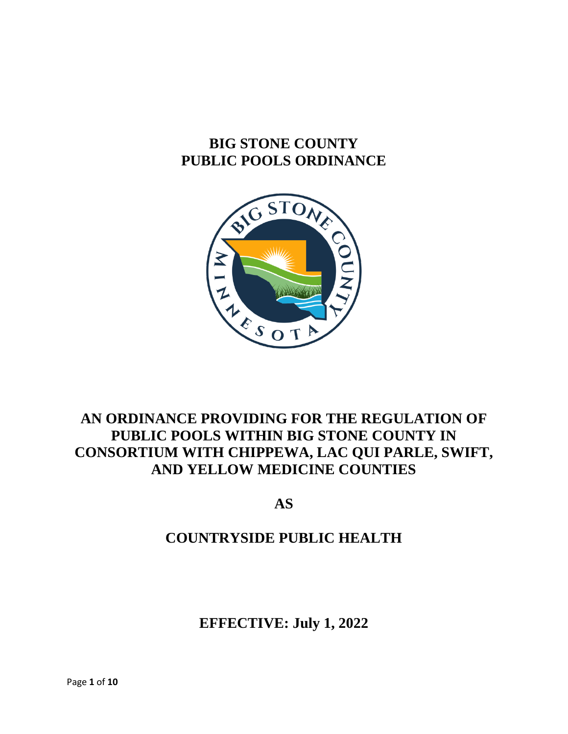# BIG STONE COUNTY PUBLIC POOLS ORDINANCE

## AN ORDINANCE PROVIDING FOR THE REGULATION OF PUBLIC POOLS WITHIN BIG STONE COUNTY IN CONSORTIUM WITH CHIPPEWA, LAC QUI PARLE, SWIFT, AND YELLOW MEDICINE COUNTIES

## AS

## COUNTRYSIDE PUBLIC HEALTH

**EFFECTIVE: July 1, 2022**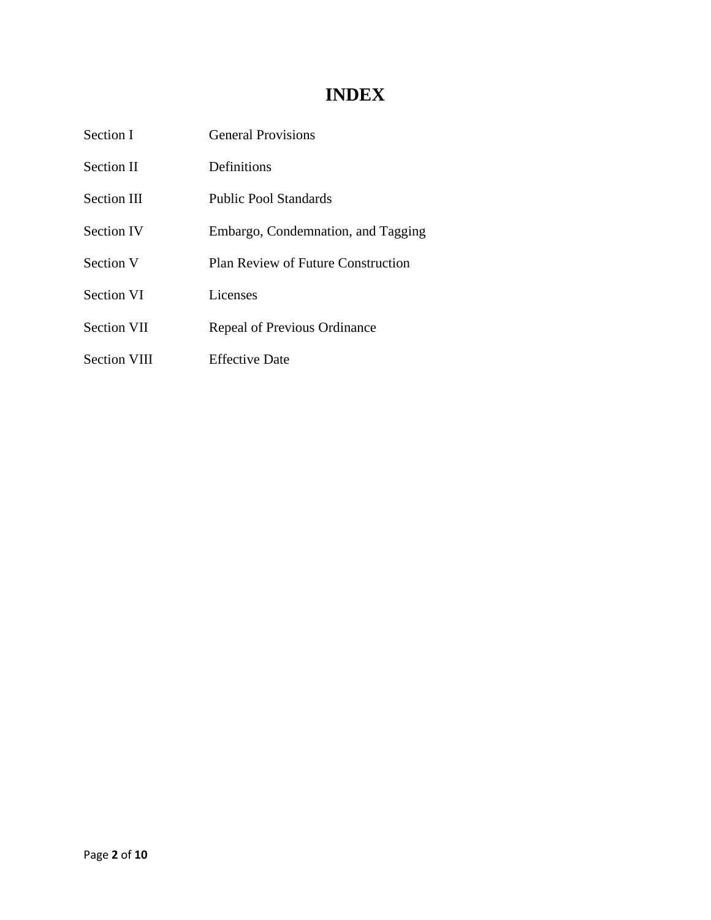# INDEX

| | |
|---|---|
| Section I | General Provisions |
| Section II | Definitions |
| Section III | Public Pool Standards |
| Section IV | Embargo, Condemnation, and Tagging |
| Section V | Plan Review of Future Construction |
| Section VI | Licenses |
| Section VII | Repeal of Previous Ordinance |
| Section VIII | Effective Date |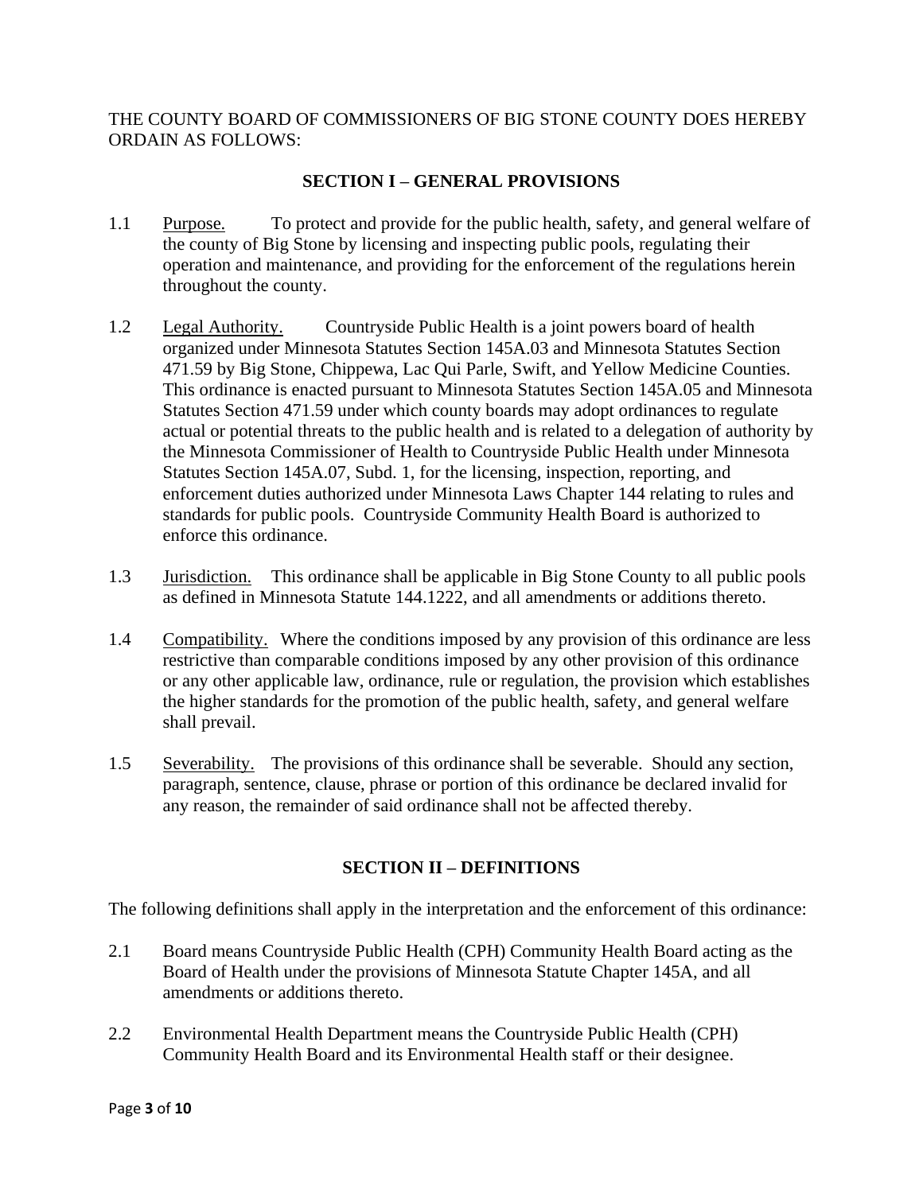THE COUNTY BOARD OF COMMISSIONERS OF BIG STONE COUNTY DOES HEREBY ORDAIN AS FOLLOWS:

## SECTION I – GENERAL PROVISIONS

1.1 Purpose. To protect and provide for the public health, safety, and general welfare of the county of Big Stone by licensing and inspecting public pools, regulating their operation and maintenance, and providing for the enforcement of the regulations herein throughout the county.

1.2 Legal Authority. Countryside Public Health is a joint powers board of health organized under Minnesota Statutes Section 145A.03 and Minnesota Statutes Section 471.59 by Big Stone, Chippewa, Lac Qui Parle, Swift, and Yellow Medicine Counties. This ordinance is enacted pursuant to Minnesota Statutes Section 145A.05 and Minnesota Statutes Section 471.59 under which county boards may adopt ordinances to regulate actual or potential threats to the public health and is related to a delegation of authority by the Minnesota Commissioner of Health to Countryside Public Health under Minnesota Statutes Section 145A.07, Subd. 1, for the licensing, inspection, reporting, and enforcement duties authorized under Minnesota Laws Chapter 144 relating to rules and standards for public pools. Countryside Community Health Board is authorized to enforce this ordinance.

1.3 Jurisdiction. This ordinance shall be applicable in Big Stone County to all public pools as defined in Minnesota Statute 144.1222, and all amendments or additions thereto.

1.4 Compatibility. Where the conditions imposed by any provision of this ordinance are less restrictive than comparable conditions imposed by any other provision of this ordinance or any other applicable law, ordinance, rule or regulation, the provision which establishes the higher standards for the promotion of the public health, safety, and general welfare shall prevail.

1.5 Severability. The provisions of this ordinance shall be severable. Should any section, paragraph, sentence, clause, phrase or portion of this ordinance be declared invalid for any reason, the remainder of said ordinance shall not be affected thereby.

## SECTION II – DEFINITIONS

The following definitions shall apply in the interpretation and the enforcement of this ordinance:

2.1 Board means Countryside Public Health (CPH) Community Health Board acting as the Board of Health under the provisions of Minnesota Statute Chapter 145A, and all amendments or additions thereto.

2.2 Environmental Health Department means the Countryside Public Health (CPH) Community Health Board and its Environmental Health staff or their designee.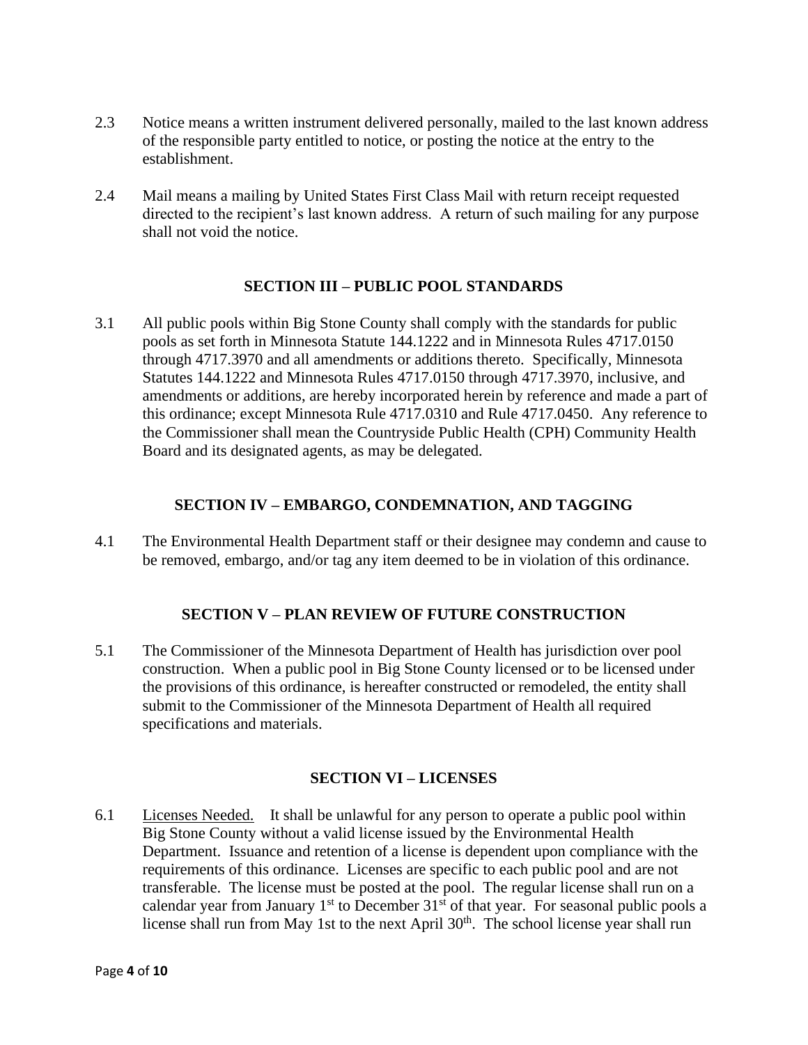2.3 Notice means a written instrument delivered personally, mailed to the last known address of the responsible party entitled to notice, or posting the notice at the entry to the establishment.

2.4 Mail means a mailing by United States First Class Mail with return receipt requested directed to the recipient's last known address. A return of such mailing for any purpose shall not void the notice.

## SECTION III – PUBLIC POOL STANDARDS

3.1 All public pools within Big Stone County shall comply with the standards for public pools as set forth in Minnesota Statute 144.1222 and in Minnesota Rules 4717.0150 through 4717.3970 and all amendments or additions thereto. Specifically, Minnesota Statutes 144.1222 and Minnesota Rules 4717.0150 through 4717.3970, inclusive, and amendments or additions, are hereby incorporated herein by reference and made a part of this ordinance; except Minnesota Rule 4717.0310 and Rule 4717.0450. Any reference to the Commissioner shall mean the Countryside Public Health (CPH) Community Health Board and its designated agents, as may be delegated.

## SECTION IV – EMBARGO, CONDEMNATION, AND TAGGING

4.1 The Environmental Health Department staff or their designee may condemn and cause to be removed, embargo, and/or tag any item deemed to be in violation of this ordinance.

## SECTION V – PLAN REVIEW OF FUTURE CONSTRUCTION

5.1 The Commissioner of the Minnesota Department of Health has jurisdiction over pool construction. When a public pool in Big Stone County licensed or to be licensed under the provisions of this ordinance, is hereafter constructed or remodeled, the entity shall submit to the Commissioner of the Minnesota Department of Health all required specifications and materials.

## SECTION VI – LICENSES

6.1 Licenses Needed. It shall be unlawful for any person to operate a public pool within Big Stone County without a valid license issued by the Environmental Health Department. Issuance and retention of a license is dependent upon compliance with the requirements of this ordinance. Licenses are specific to each public pool and are not transferable. The license must be posted at the pool. The regular license shall run on a calendar year from January 1st to December 31st of that year. For seasonal public pools a license shall run from May 1st to the next April 30th. The school license year shall run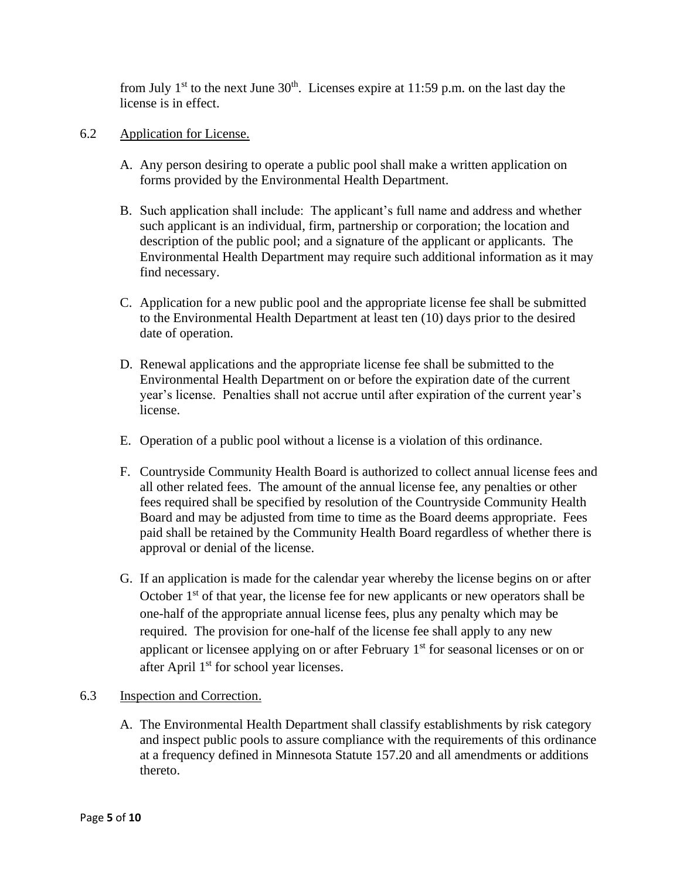from July 1st to the next June 30th. Licenses expire at 11:59 p.m. on the last day the license is in effect.

6.2 Application for License.

A. Any person desiring to operate a public pool shall make a written application on forms provided by the Environmental Health Department.

B. Such application shall include: The applicant's full name and address and whether such applicant is an individual, firm, partnership or corporation; the location and description of the public pool; and a signature of the applicant or applicants. The Environmental Health Department may require such additional information as it may find necessary.

C. Application for a new public pool and the appropriate license fee shall be submitted to the Environmental Health Department at least ten (10) days prior to the desired date of operation.

D. Renewal applications and the appropriate license fee shall be submitted to the Environmental Health Department on or before the expiration date of the current year's license. Penalties shall not accrue until after expiration of the current year's license.

E. Operation of a public pool without a license is a violation of this ordinance.

F. Countryside Community Health Board is authorized to collect annual license fees and all other related fees. The amount of the annual license fee, any penalties or other fees required shall be specified by resolution of the Countryside Community Health Board and may be adjusted from time to time as the Board deems appropriate. Fees paid shall be retained by the Community Health Board regardless of whether there is approval or denial of the license.

G. If an application is made for the calendar year whereby the license begins on or after October 1st of that year, the license fee for new applicants or new operators shall be one-half of the appropriate annual license fees, plus any penalty which may be required. The provision for one-half of the license fee shall apply to any new applicant or licensee applying on or after February 1st for seasonal licenses or on or after April 1st for school year licenses.

6.3 Inspection and Correction.

A. The Environmental Health Department shall classify establishments by risk category and inspect public pools to assure compliance with the requirements of this ordinance at a frequency defined in Minnesota Statute 157.20 and all amendments or additions thereto.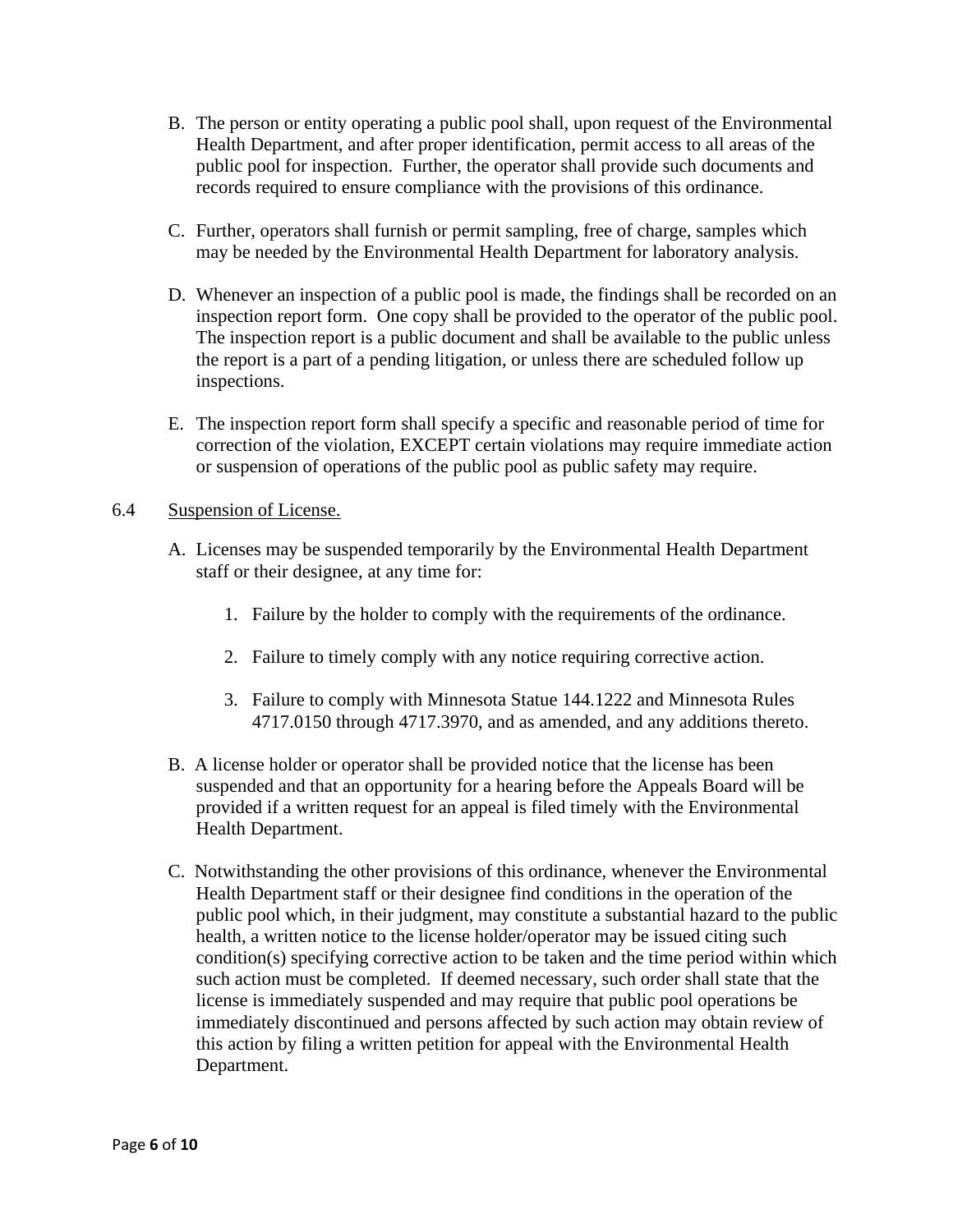B. The person or entity operating a public pool shall, upon request of the Environmental Health Department, and after proper identification, permit access to all areas of the public pool for inspection. Further, the operator shall provide such documents and records required to ensure compliance with the provisions of this ordinance.

C. Further, operators shall furnish or permit sampling, free of charge, samples which may be needed by the Environmental Health Department for laboratory analysis.

D. Whenever an inspection of a public pool is made, the findings shall be recorded on an inspection report form. One copy shall be provided to the operator of the public pool. The inspection report is a public document and shall be available to the public unless the report is a part of a pending litigation, or unless there are scheduled follow up inspections.

E. The inspection report form shall specify a specific and reasonable period of time for correction of the violation, EXCEPT certain violations may require immediate action or suspension of operations of the public pool as public safety may require.

6.4 Suspension of License.

A. Licenses may be suspended temporarily by the Environmental Health Department staff or their designee, at any time for:

   1. Failure by the holder to comply with the requirements of the ordinance.

   2. Failure to timely comply with any notice requiring corrective action.

   3. Failure to comply with Minnesota Statue 144.1222 and Minnesota Rules 4717.0150 through 4717.3970, and as amended, and any additions thereto.

B. A license holder or operator shall be provided notice that the license has been suspended and that an opportunity for a hearing before the Appeals Board will be provided if a written request for an appeal is filed timely with the Environmental Health Department.

C. Notwithstanding the other provisions of this ordinance, whenever the Environmental Health Department staff or their designee find conditions in the operation of the public pool which, in their judgment, may constitute a substantial hazard to the public health, a written notice to the license holder/operator may be issued citing such condition(s) specifying corrective action to be taken and the time period within which such action must be completed. If deemed necessary, such order shall state that the license is immediately suspended and may require that public pool operations be immediately discontinued and persons affected by such action may obtain review of this action by filing a written petition for appeal with the Environmental Health Department.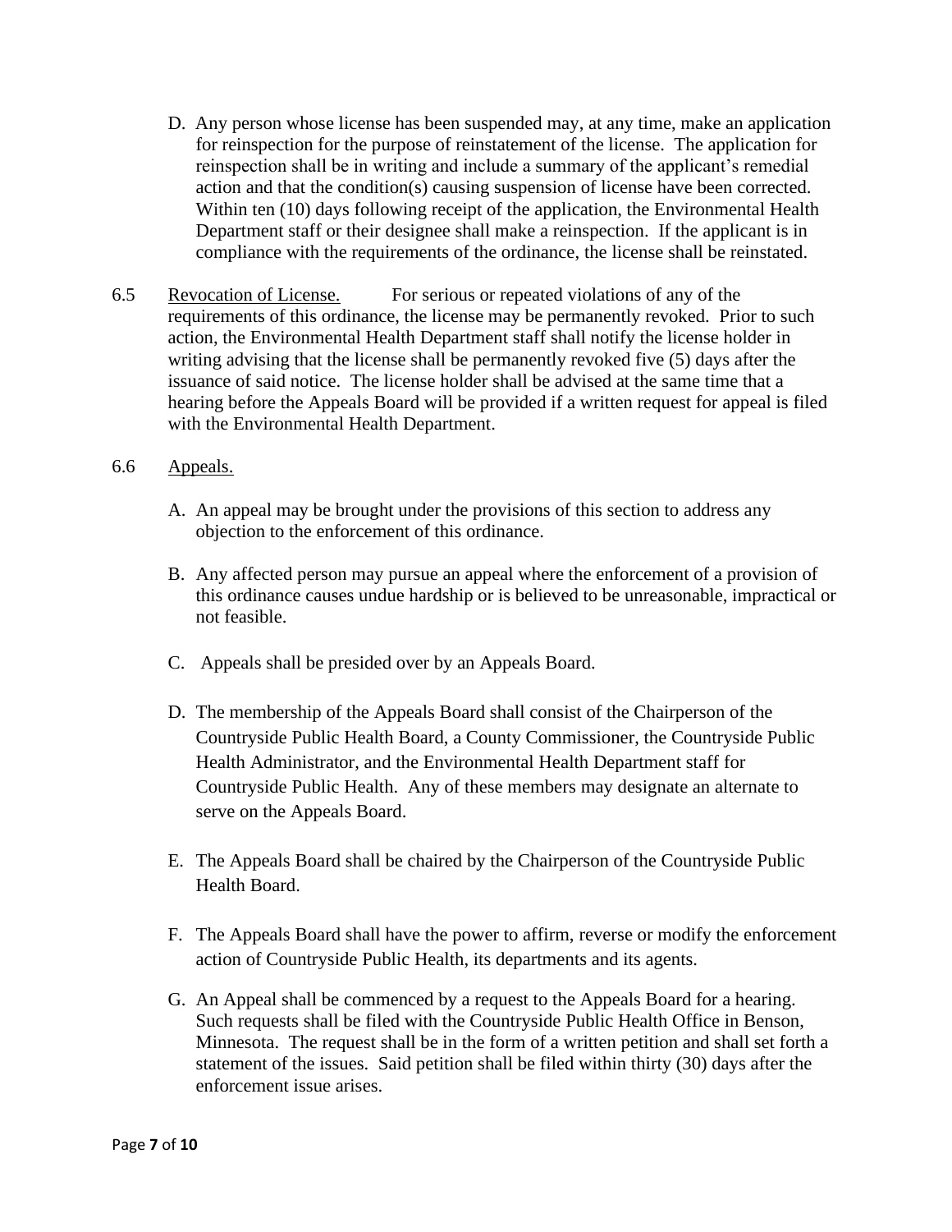D. Any person whose license has been suspended may, at any time, make an application for reinspection for the purpose of reinstatement of the license. The application for reinspection shall be in writing and include a summary of the applicant's remedial action and that the condition(s) causing suspension of license have been corrected. Within ten (10) days following receipt of the application, the Environmental Health Department staff or their designee shall make a reinspection. If the applicant is in compliance with the requirements of the ordinance, the license shall be reinstated.

6.5 Revocation of License. For serious or repeated violations of any of the requirements of this ordinance, the license may be permanently revoked. Prior to such action, the Environmental Health Department staff shall notify the license holder in writing advising that the license shall be permanently revoked five (5) days after the issuance of said notice. The license holder shall be advised at the same time that a hearing before the Appeals Board will be provided if a written request for appeal is filed with the Environmental Health Department.

6.6 Appeals.

A. An appeal may be brought under the provisions of this section to address any objection to the enforcement of this ordinance.

B. Any affected person may pursue an appeal where the enforcement of a provision of this ordinance causes undue hardship or is believed to be unreasonable, impractical or not feasible.

C. Appeals shall be presided over by an Appeals Board.

D. The membership of the Appeals Board shall consist of the Chairperson of the Countryside Public Health Board, a County Commissioner, the Countryside Public Health Administrator, and the Environmental Health Department staff for Countryside Public Health. Any of these members may designate an alternate to serve on the Appeals Board.

E. The Appeals Board shall be chaired by the Chairperson of the Countryside Public Health Board.

F. The Appeals Board shall have the power to affirm, reverse or modify the enforcement action of Countryside Public Health, its departments and its agents.

G. An Appeal shall be commenced by a request to the Appeals Board for a hearing. Such requests shall be filed with the Countryside Public Health Office in Benson, Minnesota. The request shall be in the form of a written petition and shall set forth a statement of the issues. Said petition shall be filed within thirty (30) days after the enforcement issue arises.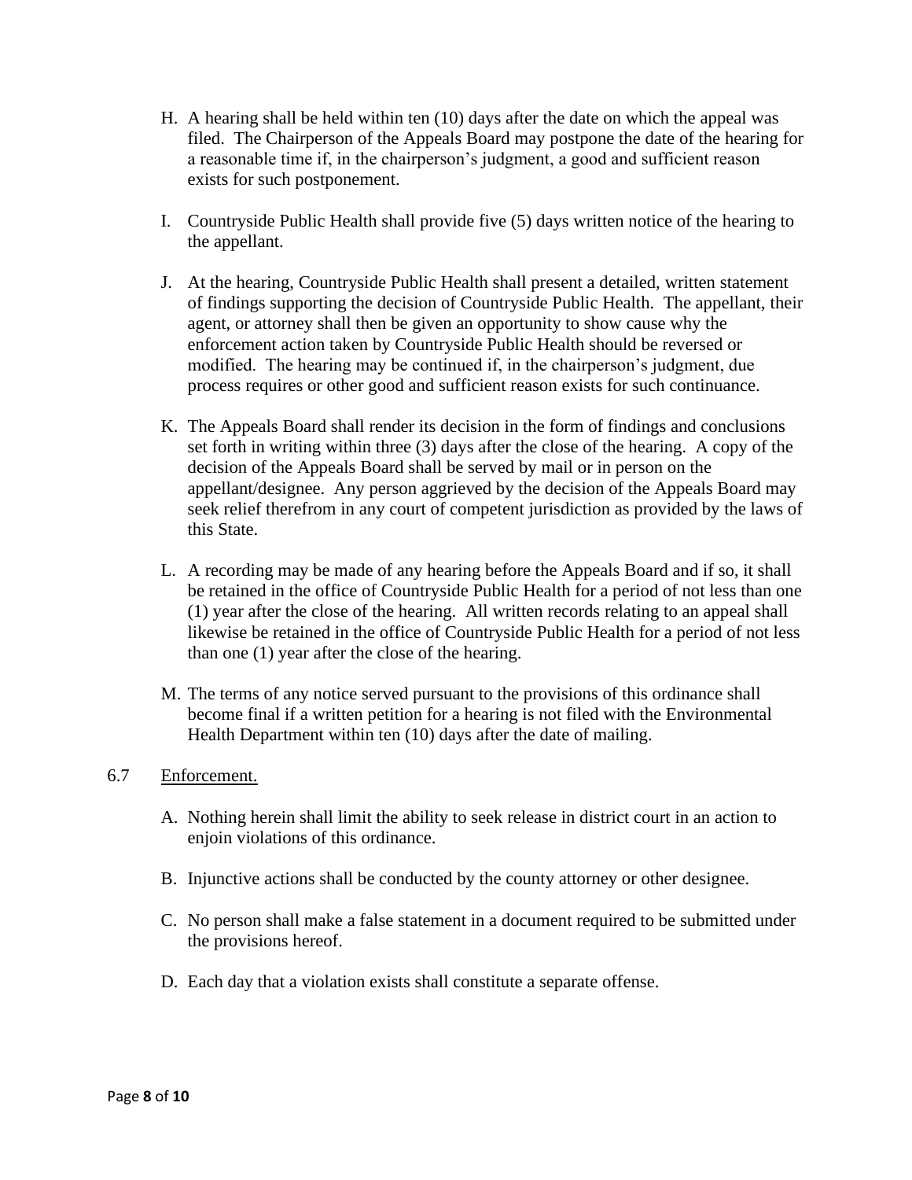H. A hearing shall be held within ten (10) days after the date on which the appeal was filed. The Chairperson of the Appeals Board may postpone the date of the hearing for a reasonable time if, in the chairperson's judgment, a good and sufficient reason exists for such postponement.

I. Countryside Public Health shall provide five (5) days written notice of the hearing to the appellant.

J. At the hearing, Countryside Public Health shall present a detailed, written statement of findings supporting the decision of Countryside Public Health. The appellant, their agent, or attorney shall then be given an opportunity to show cause why the enforcement action taken by Countryside Public Health should be reversed or modified. The hearing may be continued if, in the chairperson's judgment, due process requires or other good and sufficient reason exists for such continuance.

K. The Appeals Board shall render its decision in the form of findings and conclusions set forth in writing within three (3) days after the close of the hearing. A copy of the decision of the Appeals Board shall be served by mail or in person on the appellant/designee. Any person aggrieved by the decision of the Appeals Board may seek relief therefrom in any court of competent jurisdiction as provided by the laws of this State.

L. A recording may be made of any hearing before the Appeals Board and if so, it shall be retained in the office of Countryside Public Health for a period of not less than one (1) year after the close of the hearing. All written records relating to an appeal shall likewise be retained in the office of Countryside Public Health for a period of not less than one (1) year after the close of the hearing.

M. The terms of any notice served pursuant to the provisions of this ordinance shall become final if a written petition for a hearing is not filed with the Environmental Health Department within ten (10) days after the date of mailing.

6.7 Enforcement.

A. Nothing herein shall limit the ability to seek release in district court in an action to enjoin violations of this ordinance.

B. Injunctive actions shall be conducted by the county attorney or other designee.

C. No person shall make a false statement in a document required to be submitted under the provisions hereof.

D. Each day that a violation exists shall constitute a separate offense.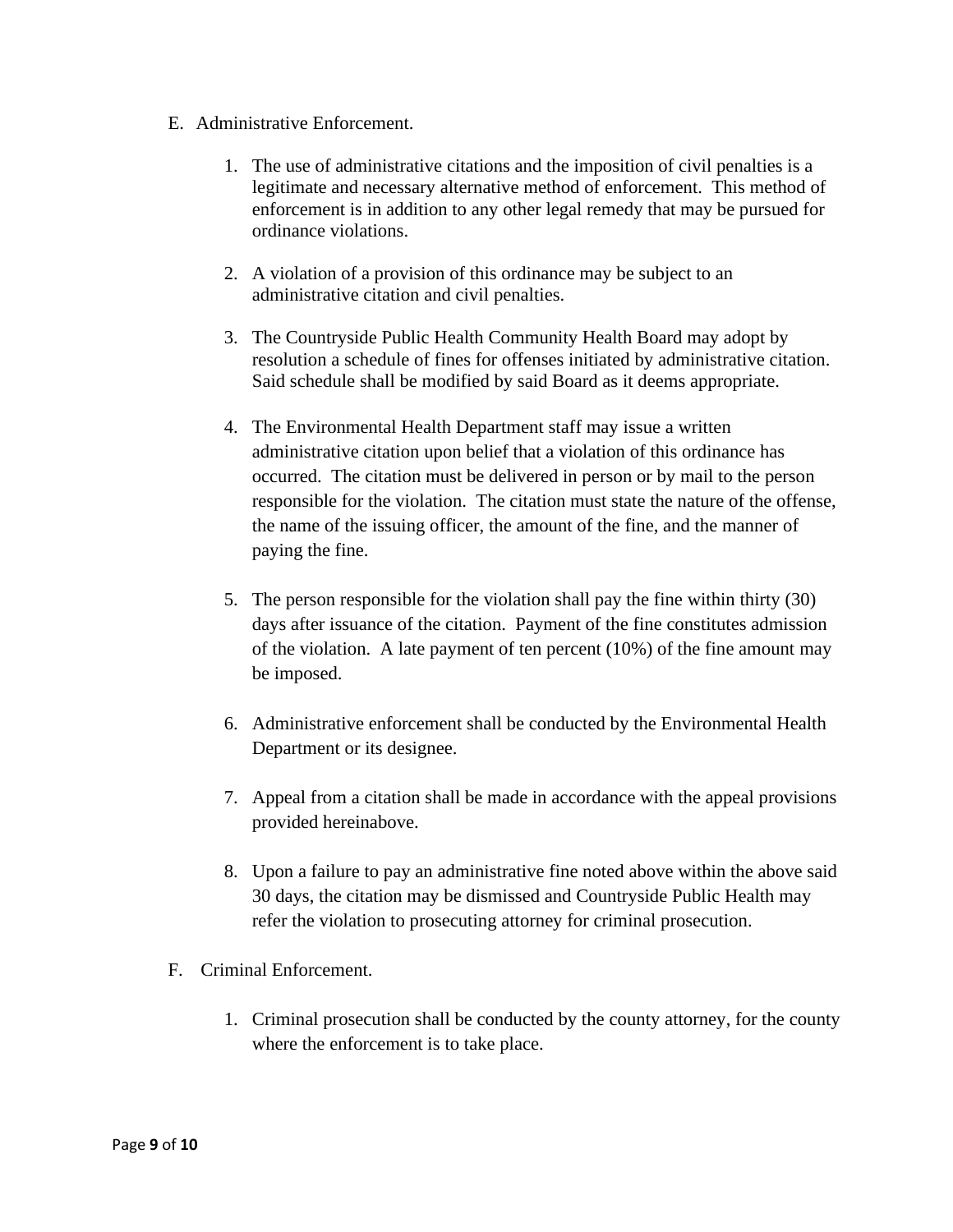E. Administrative Enforcement.

1. The use of administrative citations and the imposition of civil penalties is a legitimate and necessary alternative method of enforcement. This method of enforcement is in addition to any other legal remedy that may be pursued for ordinance violations.

2. A violation of a provision of this ordinance may be subject to an administrative citation and civil penalties.

3. The Countryside Public Health Community Health Board may adopt by resolution a schedule of fines for offenses initiated by administrative citation. Said schedule shall be modified by said Board as it deems appropriate.

4. The Environmental Health Department staff may issue a written administrative citation upon belief that a violation of this ordinance has occurred. The citation must be delivered in person or by mail to the person responsible for the violation. The citation must state the nature of the offense, the name of the issuing officer, the amount of the fine, and the manner of paying the fine.

5. The person responsible for the violation shall pay the fine within thirty (30) days after issuance of the citation. Payment of the fine constitutes admission of the violation. A late payment of ten percent (10%) of the fine amount may be imposed.

6. Administrative enforcement shall be conducted by the Environmental Health Department or its designee.

7. Appeal from a citation shall be made in accordance with the appeal provisions provided hereinabove.

8. Upon a failure to pay an administrative fine noted above within the above said 30 days, the citation may be dismissed and Countryside Public Health may refer the violation to prosecuting attorney for criminal prosecution.

F. Criminal Enforcement.

1. Criminal prosecution shall be conducted by the county attorney, for the county where the enforcement is to take place.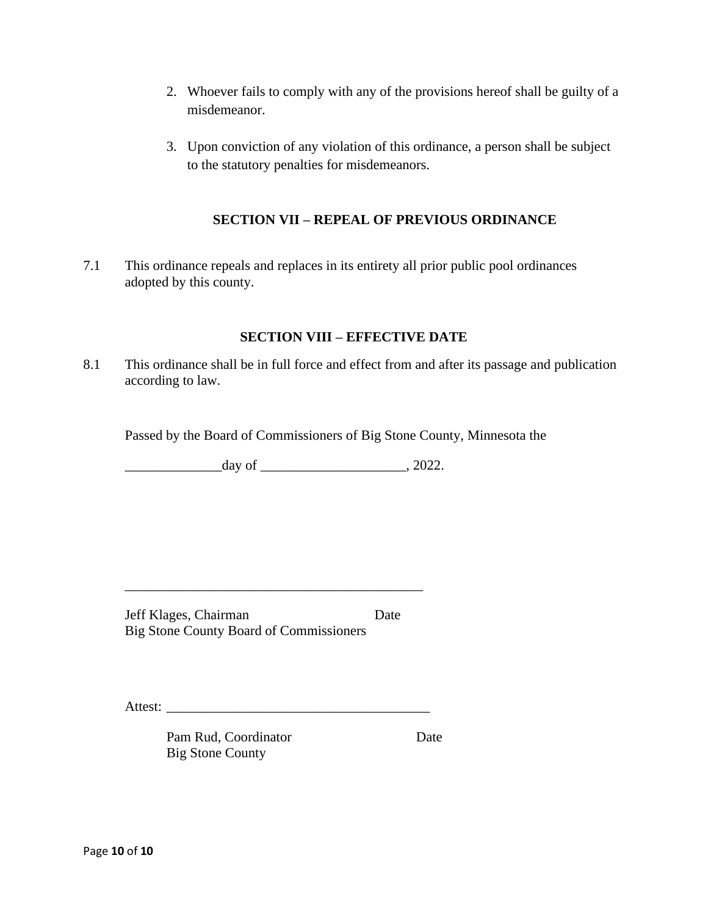2. Whoever fails to comply with any of the provisions hereof shall be guilty of a misdemeanor.

3. Upon conviction of any violation of this ordinance, a person shall be subject to the statutory penalties for misdemeanors.

## SECTION VII – REPEAL OF PREVIOUS ORDINANCE

7.1 This ordinance repeals and replaces in its entirety all prior public pool ordinances adopted by this county.

## SECTION VIII – EFFECTIVE DATE

8.1 This ordinance shall be in full force and effect from and after its passage and publication according to law.

Passed by the Board of Commissioners of Big Stone County, Minnesota the

______________day of _____________________, 2022.

_____________________________________________

Jeff Klages, Chairman Date
Big Stone County Board of Commissioners

Attest: _______________________________________

Pam Rud, Coordinator Date
Big Stone County